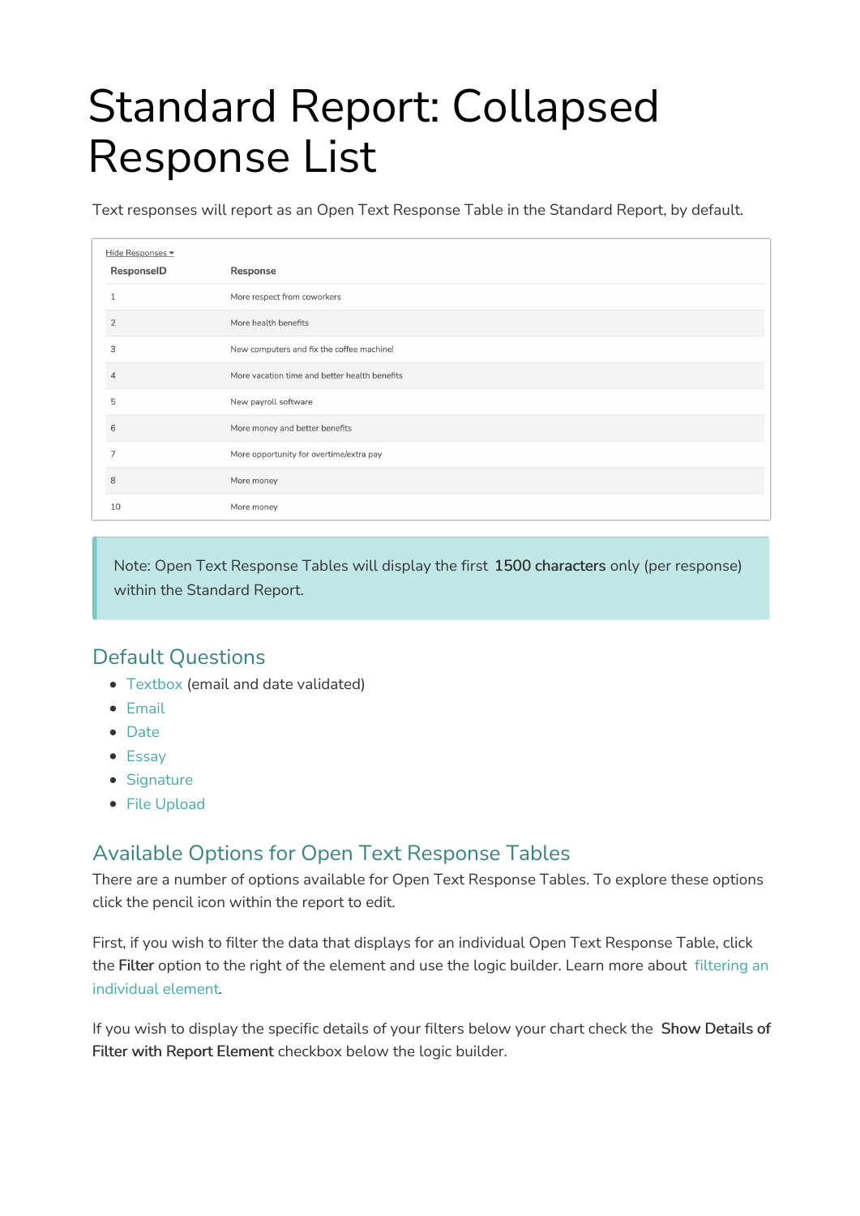# Standard Report: Collapsed Response List

Text responses will report as an Open Text Response Table in the Standard Report, by default.

Hide Responses ▾

| ResponseID | Response |
| --- | --- |
| 1 | More respect from coworkers |
| 2 | More health benefits |
| 3 | New computers and fix the coffee machine! |
| 4 | More vacation time and better health benefits |
| 5 | New payroll software |
| 6 | More money and better benefits |
| 7 | More opportunity for overtime/extra pay |
| 8 | More money |
| 10 | More money |

Note: Open Text Response Tables will display the first **1500 characters** only (per response) within the Standard Report.

## Default Questions

- Textbox (email and date validated)
- Email
- Date
- Essay
- Signature
- File Upload

## Available Options for Open Text Response Tables

There are a number of options available for Open Text Response Tables. To explore these options click the pencil icon within the report to edit.

First, if you wish to filter the data that displays for an individual Open Text Response Table, click the **Filter** option to the right of the element and use the logic builder. Learn more about filtering an individual element.

If you wish to display the specific details of your filters below your chart check the **Show Details of Filter with Report Element** checkbox below the logic builder.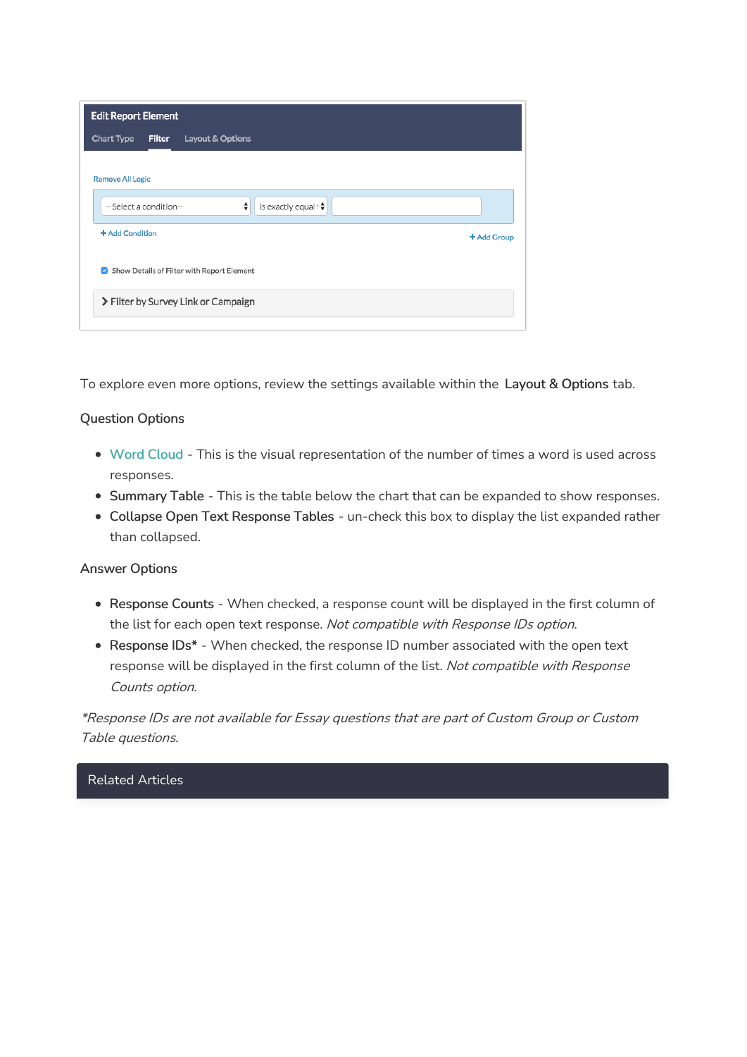To explore even more options, review the settings available within the **Layout & Options** tab.

Question Options

- Word Cloud - This is the visual representation of the number of times a word is used across responses.
- Summary Table - This is the table below the chart that can be expanded to show responses.
- Collapse Open Text Response Tables - un-check this box to display the list expanded rather than collapsed.

Answer Options

- Response Counts - When checked, a response count will be displayed in the first column of the list for each open text response. *Not compatible with Response IDs option.*
- Response IDs* - When checked, the response ID number associated with the open text response will be displayed in the first column of the list. *Not compatible with Response Counts option.*

*\*Response IDs are not available for Essay questions that are part of Custom Group or Custom Table questions.*

## Related Articles